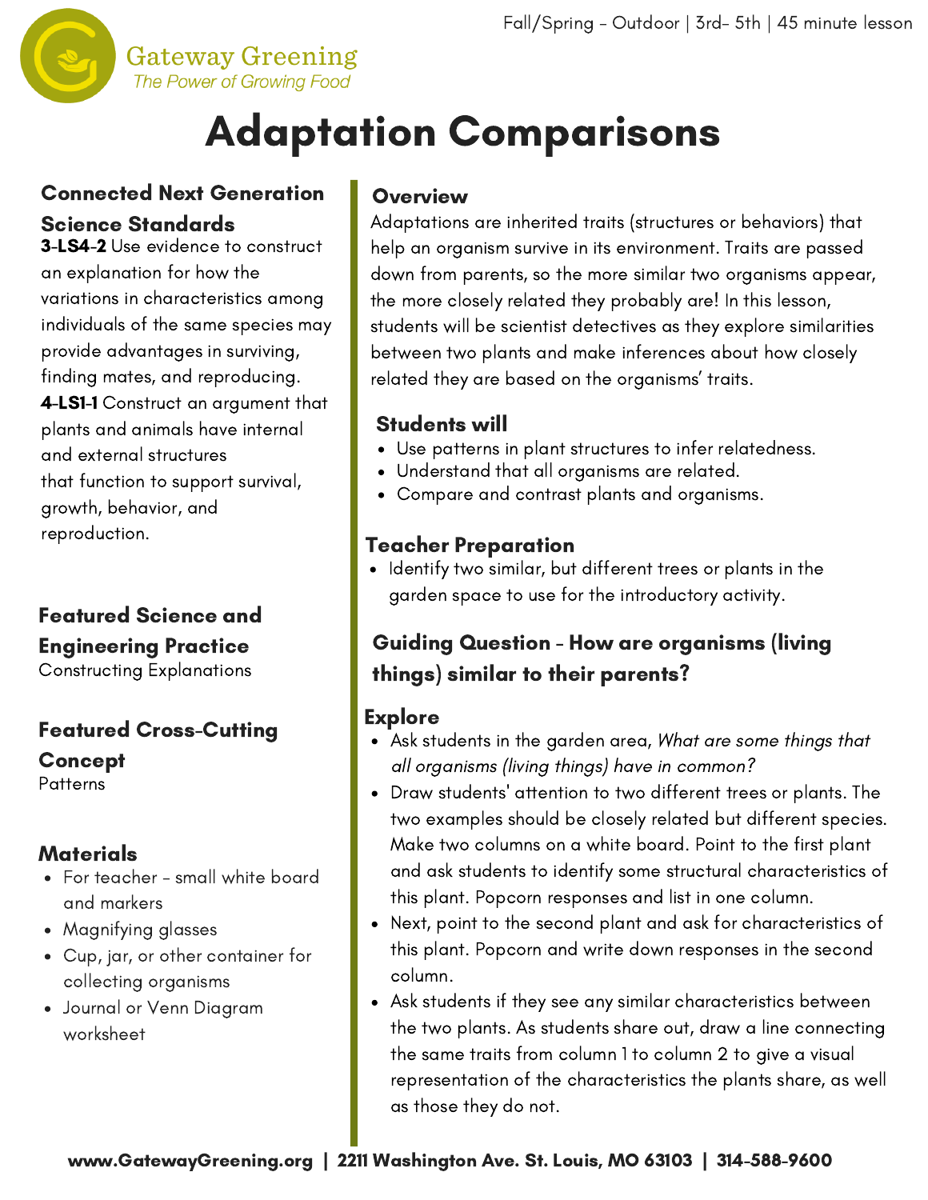Fall/Spring - Outdoor | 3rd- 5th | 45 minute lesson

Gateway Greening
*The Power of Growing Food*

# Adaptation Comparisons

### Connected Next Generation Science Standards

**3-LS4-2** Use evidence to construct an explanation for how the variations in characteristics among individuals of the same species may provide advantages in surviving, finding mates, and reproducing.

**4-LS1-1** Construct an argument that plants and animals have internal and external structures that function to support survival, growth, behavior, and reproduction.

### Featured Science and Engineering Practice

Constructing Explanations

### Featured Cross-Cutting Concept

Patterns

### Materials

- For teacher - small white board and markers
- Magnifying glasses
- Cup, jar, or other container for collecting organisms
- Journal or Venn Diagram worksheet

### Overview

Adaptations are inherited traits (structures or behaviors) that help an organism survive in its environment. Traits are passed down from parents, so the more similar two organisms appear, the more closely related they probably are! In this lesson, students will be scientist detectives as they explore similarities between two plants and make inferences about how closely related they are based on the organisms' traits.

### Students will

- Use patterns in plant structures to infer relatedness.
- Understand that all organisms are related.
- Compare and contrast plants and organisms.

### Teacher Preparation

- Identify two similar, but different trees or plants in the garden space to use for the introductory activity.

### Guiding Question - How are organisms (living things) similar to their parents?

### Explore

- Ask students in the garden area, *What are some things that all organisms (living things) have in common?*
- Draw students' attention to two different trees or plants. The two examples should be closely related but different species. Make two columns on a white board. Point to the first plant and ask students to identify some structural characteristics of this plant. Popcorn responses and list in one column.
- Next, point to the second plant and ask for characteristics of this plant. Popcorn and write down responses in the second column.
- Ask students if they see any similar characteristics between the two plants. As students share out, draw a line connecting the same traits from column 1 to column 2 to give a visual representation of the characteristics the plants share, as well as those they do not.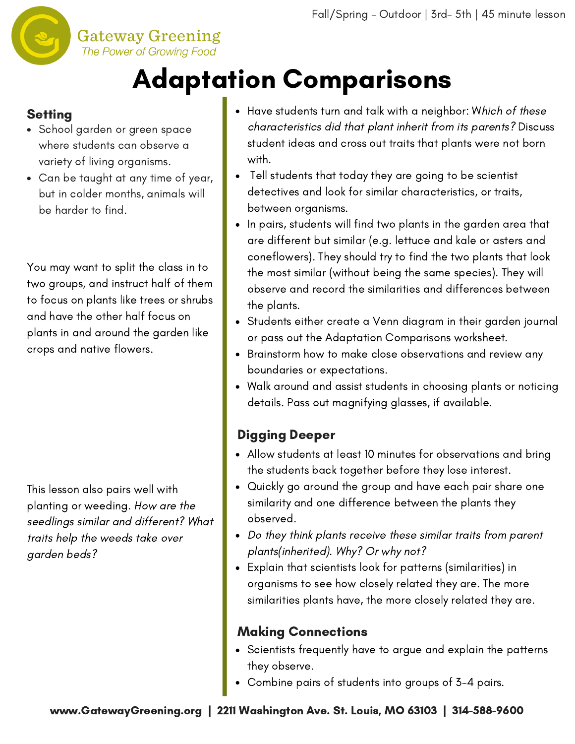# Adaptation Comparisons

## Setting

- School garden or green space where students can observe a variety of living organisms.
- Can be taught at any time of year, but in colder months, animals will be harder to find.

You may want to split the class in to two groups, and instruct half of them to focus on plants like trees or shrubs and have the other half focus on plants in and around the garden like crops and native flowers.

This lesson also pairs well with planting or weeding. *How are the seedlings similar and different? What traits help the weeds take over garden beds?*

- Have students turn and talk with a neighbor: W*hich of these characteristics did that plant inherit from its parents?* Discuss student ideas and cross out traits that plants were not born with.
- Tell students that today they are going to be scientist detectives and look for similar characteristics, or traits, between organisms.
- In pairs, students will find two plants in the garden area that are different but similar (e.g. lettuce and kale or asters and coneflowers). They should try to find the two plants that look the most similar (without being the same species). They will observe and record the similarities and differences between the plants.
- Students either create a Venn diagram in their garden journal or pass out the Adaptation Comparisons worksheet.
- Brainstorm how to make close observations and review any boundaries or expectations.
- Walk around and assist students in choosing plants or noticing details. Pass out magnifying glasses, if available.

## Digging Deeper

- Allow students at least 10 minutes for observations and bring the students back together before they lose interest.
- Quickly go around the group and have each pair share one similarity and one difference between the plants they observed.
- *Do they think plants receive these similar traits from parent plants(inherited). Why? Or why not?*
- Explain that scientists look for patterns (similarities) in organisms to see how closely related they are. The more similarities plants have, the more closely related they are.

## Making Connections

- Scientists frequently have to argue and explain the patterns they observe.
- Combine pairs of students into groups of 3-4 pairs.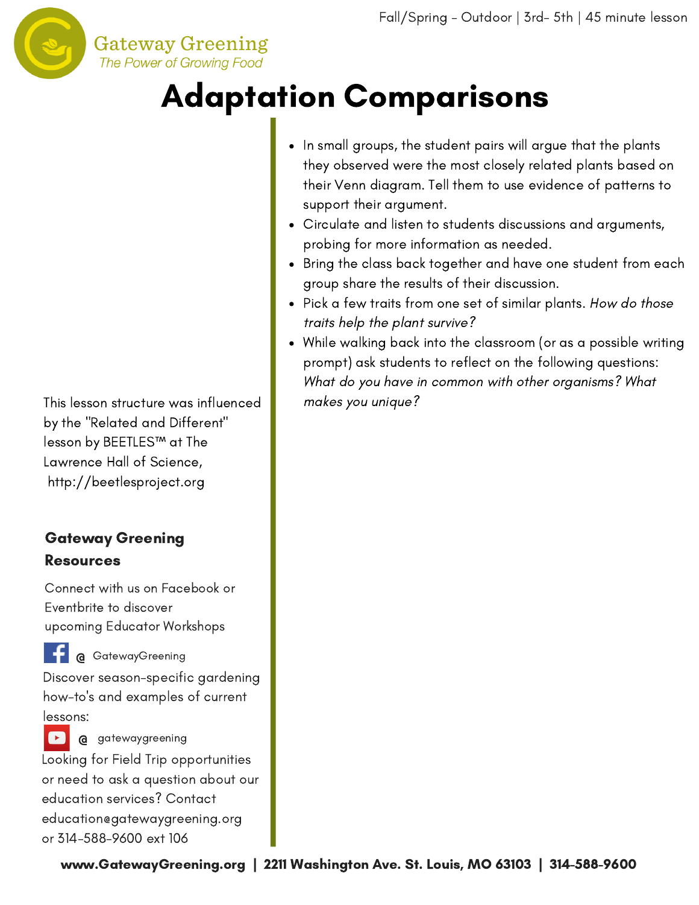# Adaptation Comparisons

Fall/Spring - Outdoor | 3rd- 5th | 45 minute lesson

- In small groups, the student pairs will argue that the plants they observed were the most closely related plants based on their Venn diagram. Tell them to use evidence of patterns to support their argument.
- Circulate and listen to students discussions and arguments, probing for more information as needed.
- Bring the class back together and have one student from each group share the results of their discussion.
- Pick a few traits from one set of similar plants. *How do those traits help the plant survive?*
- While walking back into the classroom (or as a possible writing prompt) ask students to reflect on the following questions: *What do you have in common with other organisms? What makes you unique?*

This lesson structure was influenced by the "Related and Different" lesson by BEETLES™ at The Lawrence Hall of Science, http://beetlesproject.org

### Gateway Greening Resources

Connect with us on Facebook or Eventbrite to discover upcoming Educator Workshops

@ GatewayGreening

Discover season-specific gardening how-to's and examples of current lessons:

@ gatewaygreening

Looking for Field Trip opportunities or need to ask a question about our education services? Contact education@gatewaygreening.org or 314-588-9600 ext 106

**www.GatewayGreening.org | 2211 Washington Ave. St. Louis, MO 63103 | 314-588-9600**